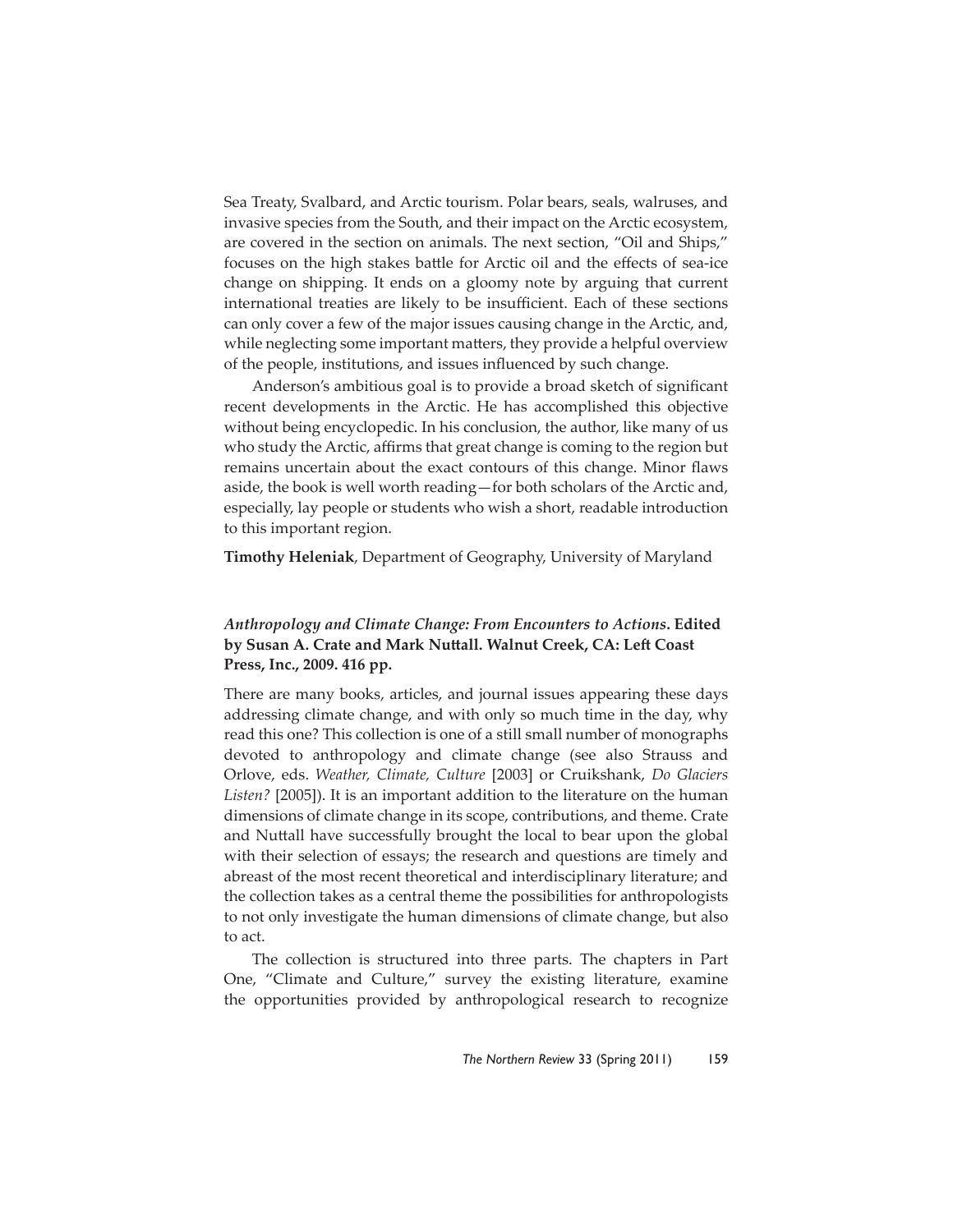Sea Treaty, Svalbard, and Arctic tourism. Polar bears, seals, walruses, and invasive species from the South, and their impact on the Arctic ecosystem, are covered in the section on animals. The next section, "Oil and Ships," focuses on the high stakes battle for Arctic oil and the effects of sea-ice change on shipping. It ends on a gloomy note by arguing that current international treaties are likely to be insufficient. Each of these sections can only cover a few of the major issues causing change in the Arctic, and, while neglecting some important matters, they provide a helpful overview of the people, institutions, and issues influenced by such change.

Anderson's ambitious goal is to provide a broad sketch of significant recent developments in the Arctic. He has accomplished this objective without being encyclopedic. In his conclusion, the author, like many of us who study the Arctic, affirms that great change is coming to the region but remains uncertain about the exact contours of this change. Minor flaws aside, the book is well worth reading—for both scholars of the Arctic and, especially, lay people or students who wish a short, readable introduction to this important region.

**Timothy Heleniak**, Department of Geography, University of Maryland

### *Anthropology and Climate Change: From Encounters to Actions*. Edited by Susan A. Crate and Mark Nuttall. Walnut Creek, CA: Left Coast Press, Inc., 2009. 416 pp.

There are many books, articles, and journal issues appearing these days addressing climate change, and with only so much time in the day, why read this one? This collection is one of a still small number of monographs devoted to anthropology and climate change (see also Strauss and Orlove, eds. *Weather, Climate, Culture* [2003] or Cruikshank, *Do Glaciers Listen?* [2005]). It is an important addition to the literature on the human dimensions of climate change in its scope, contributions, and theme. Crate and Nuttall have successfully brought the local to bear upon the global with their selection of essays; the research and questions are timely and abreast of the most recent theoretical and interdisciplinary literature; and the collection takes as a central theme the possibilities for anthropologists to not only investigate the human dimensions of climate change, but also to act.

The collection is structured into three parts. The chapters in Part One, "Climate and Culture," survey the existing literature, examine the opportunities provided by anthropological research to recognize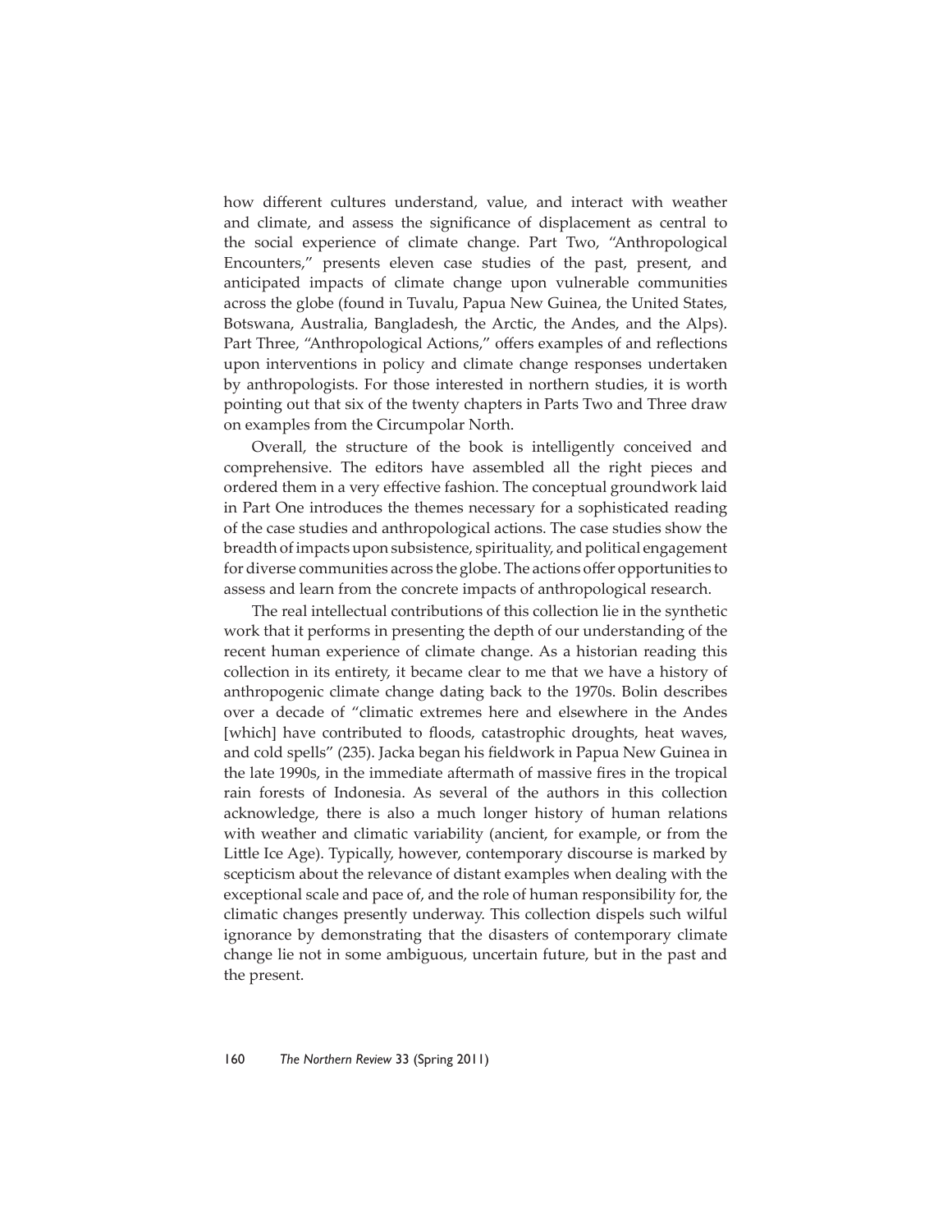how different cultures understand, value, and interact with weather and climate, and assess the significance of displacement as central to the social experience of climate change. Part Two, "Anthropological Encounters," presents eleven case studies of the past, present, and anticipated impacts of climate change upon vulnerable communities across the globe (found in Tuvalu, Papua New Guinea, the United States, Botswana, Australia, Bangladesh, the Arctic, the Andes, and the Alps). Part Three, "Anthropological Actions," offers examples of and reflections upon interventions in policy and climate change responses undertaken by anthropologists. For those interested in northern studies, it is worth pointing out that six of the twenty chapters in Parts Two and Three draw on examples from the Circumpolar North.

Overall, the structure of the book is intelligently conceived and comprehensive. The editors have assembled all the right pieces and ordered them in a very effective fashion. The conceptual groundwork laid in Part One introduces the themes necessary for a sophisticated reading of the case studies and anthropological actions. The case studies show the breadth of impacts upon subsistence, spirituality, and political engagement for diverse communities across the globe. The actions offer opportunities to assess and learn from the concrete impacts of anthropological research.

The real intellectual contributions of this collection lie in the synthetic work that it performs in presenting the depth of our understanding of the recent human experience of climate change. As a historian reading this collection in its entirety, it became clear to me that we have a history of anthropogenic climate change dating back to the 1970s. Bolin describes over a decade of "climatic extremes here and elsewhere in the Andes [which] have contributed to floods, catastrophic droughts, heat waves, and cold spells" (235). Jacka began his fieldwork in Papua New Guinea in the late 1990s, in the immediate aftermath of massive fires in the tropical rain forests of Indonesia. As several of the authors in this collection acknowledge, there is also a much longer history of human relations with weather and climatic variability (ancient, for example, or from the Little Ice Age). Typically, however, contemporary discourse is marked by scepticism about the relevance of distant examples when dealing with the exceptional scale and pace of, and the role of human responsibility for, the climatic changes presently underway. This collection dispels such wilful ignorance by demonstrating that the disasters of contemporary climate change lie not in some ambiguous, uncertain future, but in the past and the present.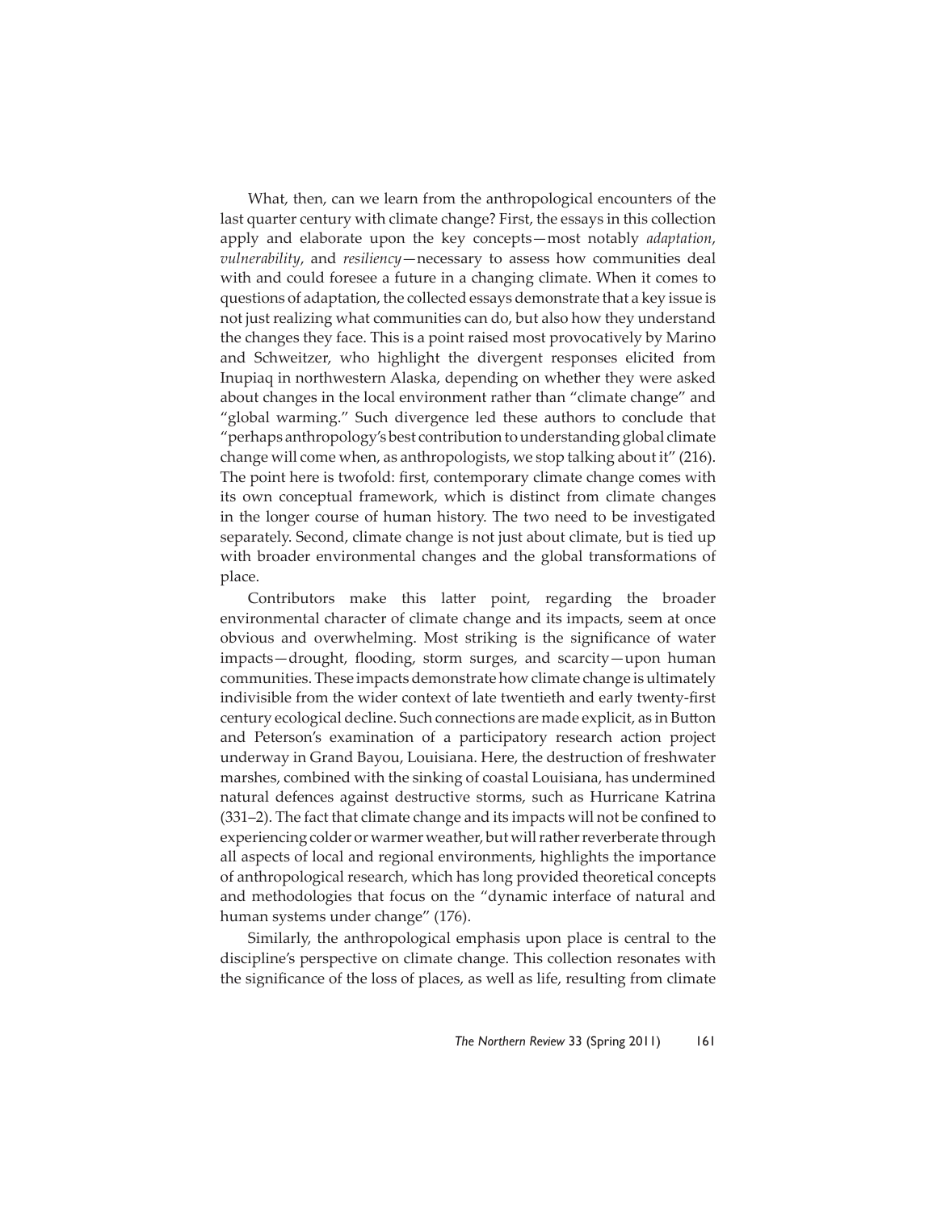What, then, can we learn from the anthropological encounters of the last quarter century with climate change? First, the essays in this collection apply and elaborate upon the key concepts—most notably *adaptation*, *vulnerability*, and *resiliency*—necessary to assess how communities deal with and could foresee a future in a changing climate. When it comes to questions of adaptation, the collected essays demonstrate that a key issue is not just realizing what communities can do, but also how they understand the changes they face. This is a point raised most provocatively by Marino and Schweitzer, who highlight the divergent responses elicited from Inupiaq in northwestern Alaska, depending on whether they were asked about changes in the local environment rather than "climate change" and "global warming." Such divergence led these authors to conclude that "perhaps anthropology's best contribution to understanding global climate change will come when, as anthropologists, we stop talking about it" (216). The point here is twofold: first, contemporary climate change comes with its own conceptual framework, which is distinct from climate changes in the longer course of human history. The two need to be investigated separately. Second, climate change is not just about climate, but is tied up with broader environmental changes and the global transformations of place.

Contributors make this latter point, regarding the broader environmental character of climate change and its impacts, seem at once obvious and overwhelming. Most striking is the significance of water impacts—drought, flooding, storm surges, and scarcity—upon human communities. These impacts demonstrate how climate change is ultimately indivisible from the wider context of late twentieth and early twenty-first century ecological decline. Such connections are made explicit, as in Button and Peterson's examination of a participatory research action project underway in Grand Bayou, Louisiana. Here, the destruction of freshwater marshes, combined with the sinking of coastal Louisiana, has undermined natural defences against destructive storms, such as Hurricane Katrina (331–2). The fact that climate change and its impacts will not be confined to experiencing colder or warmer weather, but will rather reverberate through all aspects of local and regional environments, highlights the importance of anthropological research, which has long provided theoretical concepts and methodologies that focus on the "dynamic interface of natural and human systems under change" (176).

Similarly, the anthropological emphasis upon place is central to the discipline's perspective on climate change. This collection resonates with the significance of the loss of places, as well as life, resulting from climate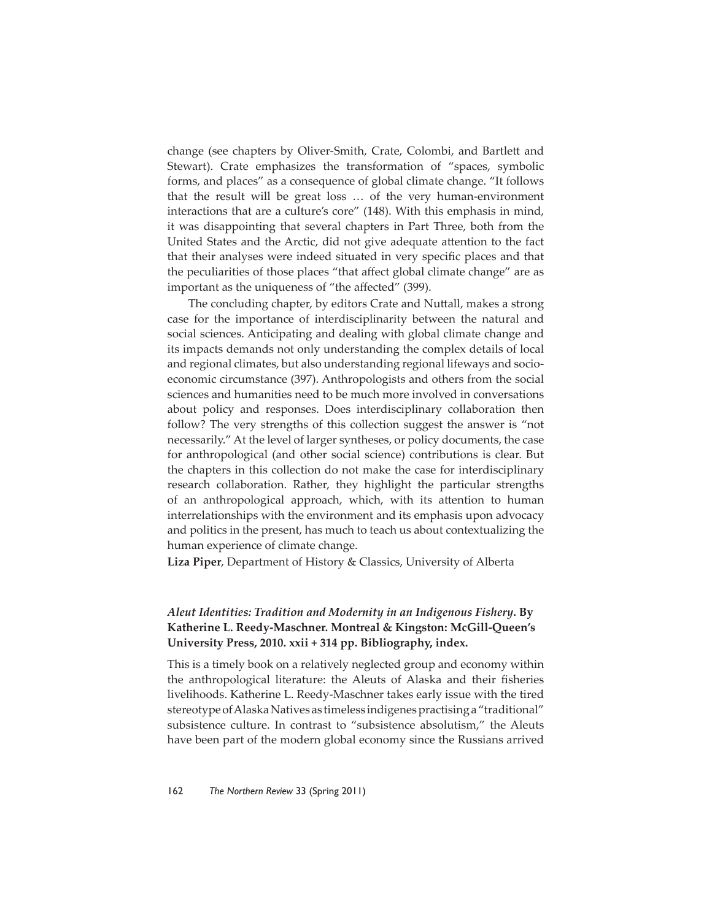change (see chapters by Oliver-Smith, Crate, Colombi, and Bartlett and Stewart). Crate emphasizes the transformation of "spaces, symbolic forms, and places" as a consequence of global climate change. "It follows that the result will be great loss … of the very human-environment interactions that are a culture's core" (148). With this emphasis in mind, it was disappointing that several chapters in Part Three, both from the United States and the Arctic, did not give adequate attention to the fact that their analyses were indeed situated in very specific places and that the peculiarities of those places "that affect global climate change" are as important as the uniqueness of "the affected" (399).

The concluding chapter, by editors Crate and Nuttall, makes a strong case for the importance of interdisciplinarity between the natural and social sciences. Anticipating and dealing with global climate change and its impacts demands not only understanding the complex details of local and regional climates, but also understanding regional lifeways and socio-economic circumstance (397). Anthropologists and others from the social sciences and humanities need to be much more involved in conversations about policy and responses. Does interdisciplinary collaboration then follow? The very strengths of this collection suggest the answer is "not necessarily." At the level of larger syntheses, or policy documents, the case for anthropological (and other social science) contributions is clear. But the chapters in this collection do not make the case for interdisciplinary research collaboration. Rather, they highlight the particular strengths of an anthropological approach, which, with its attention to human interrelationships with the environment and its emphasis upon advocacy and politics in the present, has much to teach us about contextualizing the human experience of climate change.

**Liza Piper**, Department of History & Classics, University of Alberta

### *Aleut Identities: Tradition and Modernity in an Indigenous Fishery*. By Katherine L. Reedy-Maschner. Montreal & Kingston: McGill-Queen's University Press, 2010. xxii + 314 pp. Bibliography, index.

This is a timely book on a relatively neglected group and economy within the anthropological literature: the Aleuts of Alaska and their fisheries livelihoods. Katherine L. Reedy-Maschner takes early issue with the tired stereotype of Alaska Natives as timeless indigenes practising a "traditional" subsistence culture. In contrast to "subsistence absolutism," the Aleuts have been part of the modern global economy since the Russians arrived